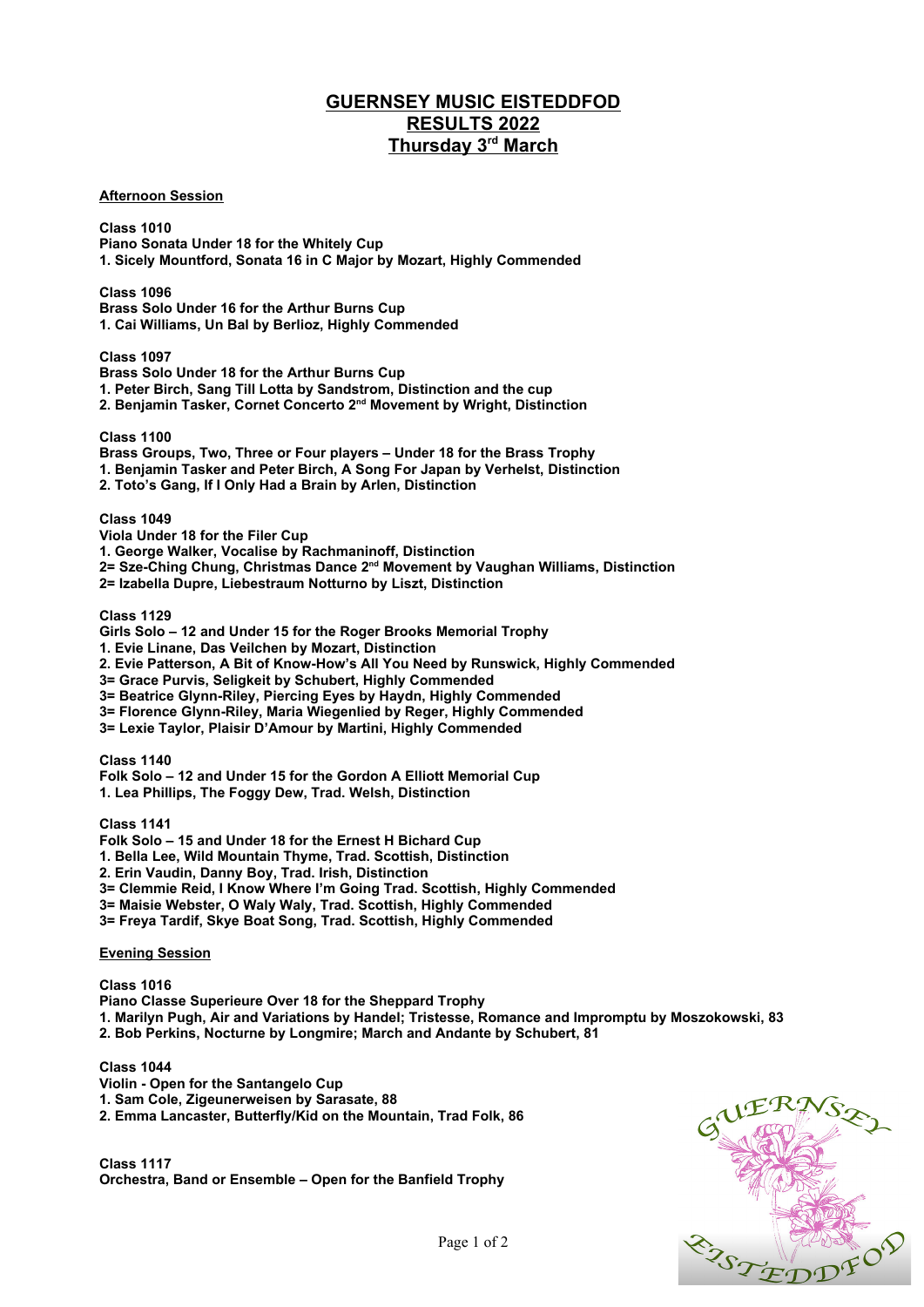# GUERNSEY MUSIC EISTEDDFOD
## RESULTS 2022
## Thursday 3rd March

**Afternoon Session**

**Class 1010**
**Piano Sonata Under 18 for the Whitely Cup**
**1. Sicely Mountford, Sonata 16 in C Major by Mozart, Highly Commended**

**Class 1096**
**Brass Solo Under 16 for the Arthur Burns Cup**
**1. Cai Williams, Un Bal by Berlioz, Highly Commended**

**Class 1097**
**Brass Solo Under 18 for the Arthur Burns Cup**
**1. Peter Birch, Sang Till Lotta by Sandstrom, Distinction and the cup**
**2. Benjamin Tasker, Cornet Concerto 2nd Movement by Wright, Distinction**

**Class 1100**
**Brass Groups, Two, Three or Four players – Under 18 for the Brass Trophy**
**1. Benjamin Tasker and Peter Birch, A Song For Japan by Verhelst, Distinction**
**2. Toto's Gang, If I Only Had a Brain by Arlen, Distinction**

**Class 1049**
**Viola Under 18 for the Filer Cup**
**1. George Walker, Vocalise by Rachmaninoff, Distinction**
**2= Sze-Ching Chung, Christmas Dance 2nd Movement by Vaughan Williams, Distinction**
**2= Izabella Dupre, Liebestraum Notturno by Liszt, Distinction**

**Class 1129**
**Girls Solo – 12 and Under 15 for the Roger Brooks Memorial Trophy**
**1. Evie Linane, Das Veilchen by Mozart, Distinction**
**2. Evie Patterson, A Bit of Know-How's All You Need by Runswick, Highly Commended**
**3= Grace Purvis, Seligkeit by Schubert, Highly Commended**
**3= Beatrice Glynn-Riley, Piercing Eyes by Haydn, Highly Commended**
**3= Florence Glynn-Riley, Maria Wiegenlied by Reger, Highly Commended**
**3= Lexie Taylor, Plaisir D'Amour by Martini, Highly Commended**

**Class 1140**
**Folk Solo – 12 and Under 15 for the Gordon A Elliott Memorial Cup**
**1. Lea Phillips, The Foggy Dew, Trad. Welsh, Distinction**

**Class 1141**
**Folk Solo – 15 and Under 18 for the Ernest H Bichard Cup**
**1. Bella Lee, Wild Mountain Thyme, Trad. Scottish, Distinction**
**2. Erin Vaudin, Danny Boy, Trad. Irish, Distinction**
**3= Clemmie Reid, I Know Where I'm Going Trad. Scottish, Highly Commended**
**3= Maisie Webster, O Waly Waly, Trad. Scottish, Highly Commended**
**3= Freya Tardif, Skye Boat Song, Trad. Scottish, Highly Commended**

**Evening Session**

**Class 1016**
**Piano Classe Superieure Over 18 for the Sheppard Trophy**
**1. Marilyn Pugh, Air and Variations by Handel; Tristesse, Romance and Impromptu by Moszokowski, 83**
**2. Bob Perkins, Nocturne by Longmire; March and Andante by Schubert, 81**

**Class 1044**
**Violin - Open for the Santangelo Cup**
**1. Sam Cole, Zigeunerweisen by Sarasate, 88**
**2. Emma Lancaster, Butterfly/Kid on the Mountain, Trad Folk, 86**

**Class 1117**
**Orchestra, Band or Ensemble – Open for the Banfield Trophy**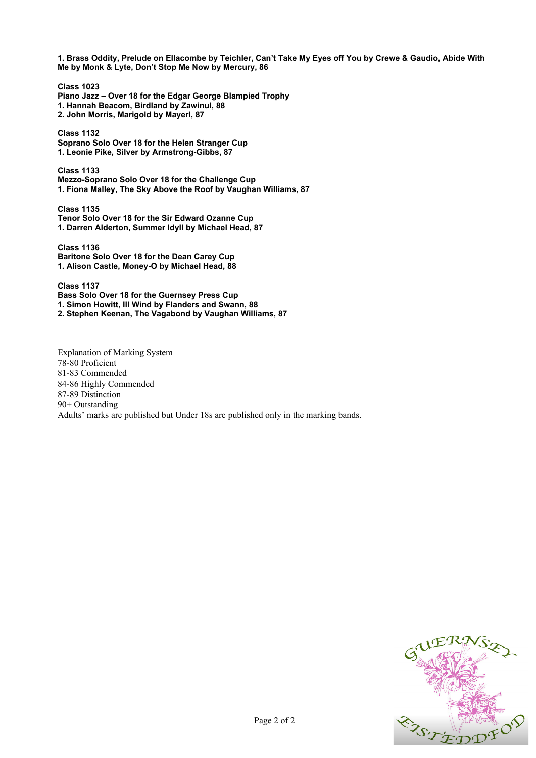**1. Brass Oddity, Prelude on Ellacombe by Teichler, Can't Take My Eyes off You by Crewe & Gaudio, Abide With Me by Monk & Lyte, Don't Stop Me Now by Mercury, 86**

**Class 1023**
**Piano Jazz – Over 18 for the Edgar George Blampied Trophy**
**1. Hannah Beacom, Birdland by Zawinul, 88**
**2. John Morris, Marigold by Mayerl, 87**

**Class 1132**
**Soprano Solo Over 18 for the Helen Stranger Cup**
**1. Leonie Pike, Silver by Armstrong-Gibbs, 87**

**Class 1133**
**Mezzo-Soprano Solo Over 18 for the Challenge Cup**
**1. Fiona Malley, The Sky Above the Roof by Vaughan Williams, 87**

**Class 1135**
**Tenor Solo Over 18 for the Sir Edward Ozanne Cup**
**1. Darren Alderton, Summer Idyll by Michael Head, 87**

**Class 1136**
**Baritone Solo Over 18 for the Dean Carey Cup**
**1. Alison Castle, Money-O by Michael Head, 88**

**Class 1137**
**Bass Solo Over 18 for the Guernsey Press Cup**
**1. Simon Howitt, Ill Wind by Flanders and Swann, 88**
**2. Stephen Keenan, The Vagabond by Vaughan Williams, 87**

Explanation of Marking System
78-80 Proficient
81-83 Commended
84-86 Highly Commended
87-89 Distinction
90+ Outstanding
Adults' marks are published but Under 18s are published only in the marking bands.